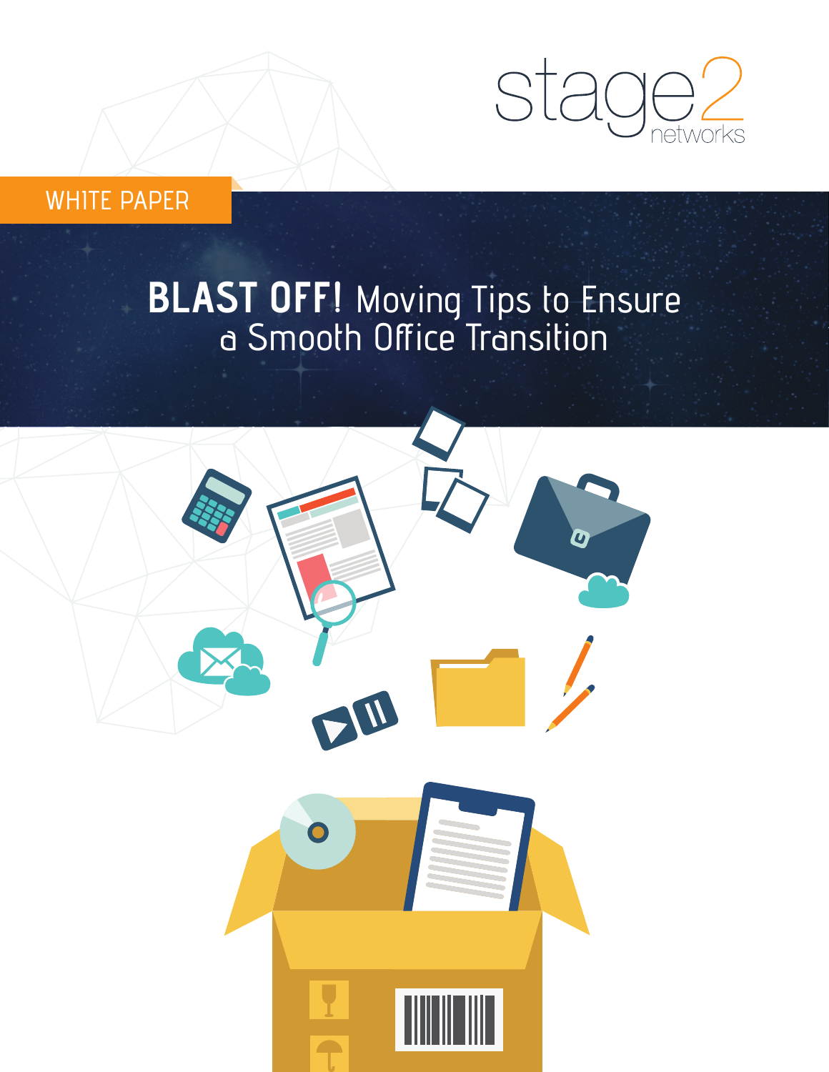stage2 networks

WHITE PAPER

# BLAST OFF! Moving Tips to Ensure a Smooth Office Transition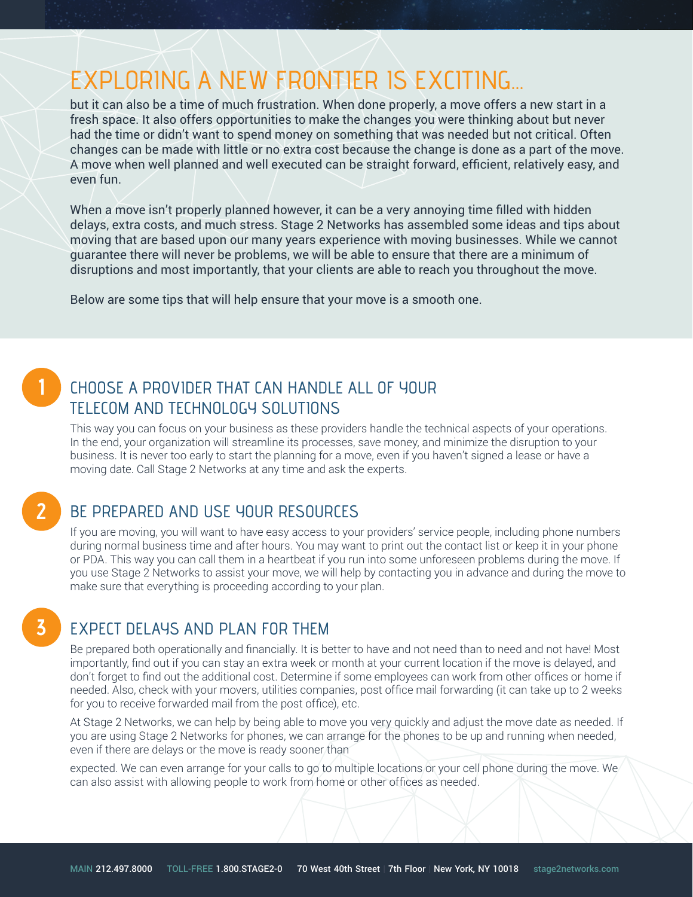# EXPLORING A NEW FRONTIER IS EXCITING...

but it can also be a time of much frustration. When done properly, a move offers a new start in a fresh space. It also offers opportunities to make the changes you were thinking about but never had the time or didn't want to spend money on something that was needed but not critical. Often changes can be made with little or no extra cost because the change is done as a part of the move. A move when well planned and well executed can be straight forward, efficient, relatively easy, and even fun.

When a move isn't properly planned however, it can be a very annoying time filled with hidden delays, extra costs, and much stress. Stage 2 Networks has assembled some ideas and tips about moving that are based upon our many years experience with moving businesses. While we cannot guarantee there will never be problems, we will be able to ensure that there are a minimum of disruptions and most importantly, that your clients are able to reach you throughout the move.

Below are some tips that will help ensure that your move is a smooth one.

## 1 CHOOSE A PROVIDER THAT CAN HANDLE ALL OF YOUR TELECOM AND TECHNOLOGY SOLUTIONS

This way you can focus on your business as these providers handle the technical aspects of your operations. In the end, your organization will streamline its processes, save money, and minimize the disruption to your business. It is never too early to start the planning for a move, even if you haven't signed a lease or have a moving date. Call Stage 2 Networks at any time and ask the experts.

## 2 BE PREPARED AND USE YOUR RESOURCES

If you are moving, you will want to have easy access to your providers' service people, including phone numbers during normal business time and after hours. You may want to print out the contact list or keep it in your phone or PDA. This way you can call them in a heartbeat if you run into some unforeseen problems during the move. If you use Stage 2 Networks to assist your move, we will help by contacting you in advance and during the move to make sure that everything is proceeding according to your plan.

## 3 EXPECT DELAYS AND PLAN FOR THEM

Be prepared both operationally and financially. It is better to have and not need than to need and not have! Most importantly, find out if you can stay an extra week or month at your current location if the move is delayed, and don't forget to find out the additional cost. Determine if some employees can work from other offices or home if needed. Also, check with your movers, utilities companies, post office mail forwarding (it can take up to 2 weeks for you to receive forwarded mail from the post office), etc.

At Stage 2 Networks, we can help by being able to move you very quickly and adjust the move date as needed. If you are using Stage 2 Networks for phones, we can arrange for the phones to be up and running when needed, even if there are delays or the move is ready sooner than expected. We can even arrange for your calls to go to multiple locations or your cell phone during the move. We can also assist with allowing people to work from home or other offices as needed.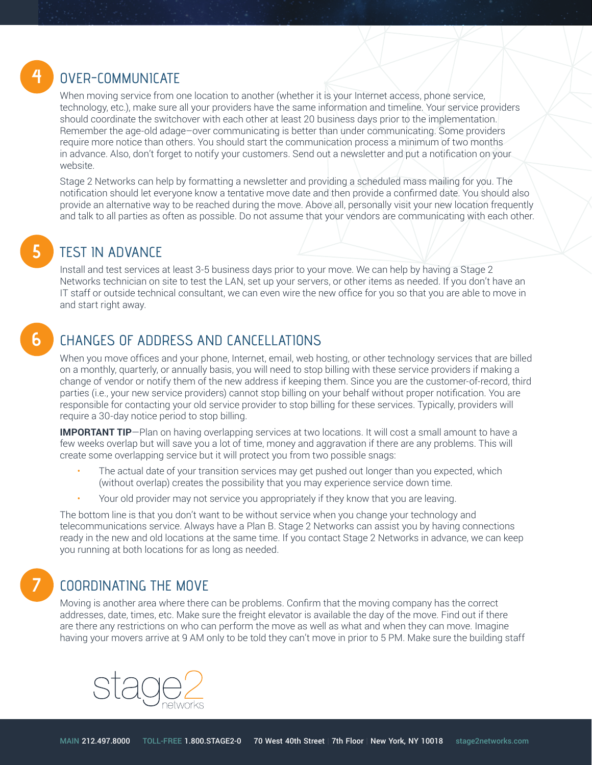## 4 OVER-COMMUNICATE

When moving service from one location to another (whether it is your Internet access, phone service, technology, etc.), make sure all your providers have the same information and timeline. Your service providers should coordinate the switchover with each other at least 20 business days prior to the implementation. Remember the age-old adage–over communicating is better than under communicating. Some providers require more notice than others. You should start the communication process a minimum of two months in advance. Also, don't forget to notify your customers. Send out a newsletter and put a notification on your website.

Stage 2 Networks can help by formatting a newsletter and providing a scheduled mass mailing for you. The notification should let everyone know a tentative move date and then provide a confirmed date. You should also provide an alternative way to be reached during the move. Above all, personally visit your new location frequently and talk to all parties as often as possible. Do not assume that your vendors are communicating with each other.

## 5 TEST IN ADVANCE

Install and test services at least 3-5 business days prior to your move. We can help by having a Stage 2 Networks technician on site to test the LAN, set up your servers, or other items as needed. If you don't have an IT staff or outside technical consultant, we can even wire the new office for you so that you are able to move in and start right away.

## 6 CHANGES OF ADDRESS AND CANCELLATIONS

When you move offices and your phone, Internet, email, web hosting, or other technology services that are billed on a monthly, quarterly, or annually basis, you will need to stop billing with these service providers if making a change of vendor or notify them of the new address if keeping them. Since you are the customer-of-record, third parties (i.e., your new service providers) cannot stop billing on your behalf without proper notification. You are responsible for contacting your old service provider to stop billing for these services. Typically, providers will require a 30-day notice period to stop billing.

**IMPORTANT TIP**—Plan on having overlapping services at two locations. It will cost a small amount to have a few weeks overlap but will save you a lot of time, money and aggravation if there are any problems. This will create some overlapping service but it will protect you from two possible snags:

- The actual date of your transition services may get pushed out longer than you expected, which (without overlap) creates the possibility that you may experience service down time.
- Your old provider may not service you appropriately if they know that you are leaving.

The bottom line is that you don't want to be without service when you change your technology and telecommunications service. Always have a Plan B. Stage 2 Networks can assist you by having connections ready in the new and old locations at the same time. If you contact Stage 2 Networks in advance, we can keep you running at both locations for as long as needed.

## 7 COORDINATING THE MOVE

Moving is another area where there can be problems. Confirm that the moving company has the correct addresses, date, times, etc. Make sure the freight elevator is available the day of the move. Find out if there are there any restrictions on who can perform the move as well as what and when they can move. Imagine having your movers arrive at 9 AM only to be told they can't move in prior to 5 PM. Make sure the building staff

stage2 networks

MAIN 212.497.8000 TOLL-FREE 1.800.STAGE2-0 70 West 40th Street | 7th Floor | New York, NY 10018 stage2networks.com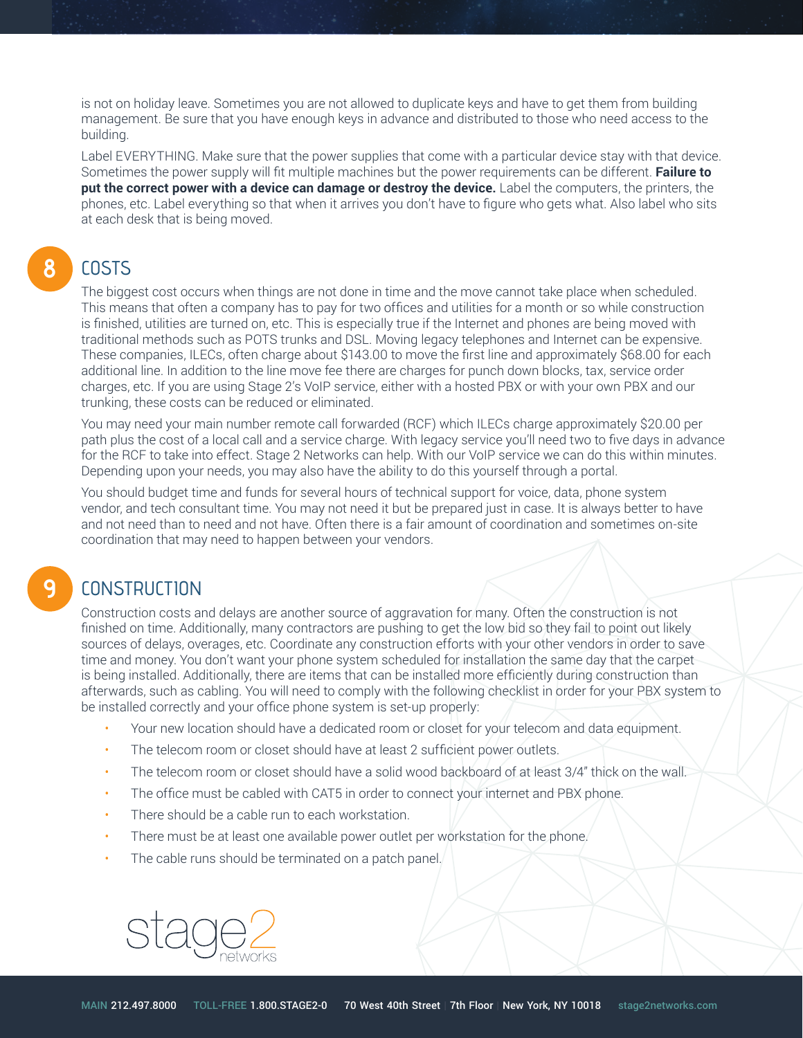is not on holiday leave. Sometimes you are not allowed to duplicate keys and have to get them from building management. Be sure that you have enough keys in advance and distributed to those who need access to the building.

Label EVERYTHING. Make sure that the power supplies that come with a particular device stay with that device. Sometimes the power supply will fit multiple machines but the power requirements can be different. **Failure to put the correct power with a device can damage or destroy the device.** Label the computers, the printers, the phones, etc. Label everything so that when it arrives you don't have to figure who gets what. Also label who sits at each desk that is being moved.

## 8 COSTS

The biggest cost occurs when things are not done in time and the move cannot take place when scheduled. This means that often a company has to pay for two offices and utilities for a month or so while construction is finished, utilities are turned on, etc. This is especially true if the Internet and phones are being moved with traditional methods such as POTS trunks and DSL. Moving legacy telephones and Internet can be expensive. These companies, ILECs, often charge about $143.00 to move the first line and approximately $68.00 for each additional line. In addition to the line move fee there are charges for punch down blocks, tax, service order charges, etc. If you are using Stage 2's VoIP service, either with a hosted PBX or with your own PBX and our trunking, these costs can be reduced or eliminated.

You may need your main number remote call forwarded (RCF) which ILECs charge approximately $20.00 per path plus the cost of a local call and a service charge. With legacy service you'll need two to five days in advance for the RCF to take into effect. Stage 2 Networks can help. With our VoIP service we can do this within minutes. Depending upon your needs, you may also have the ability to do this yourself through a portal.

You should budget time and funds for several hours of technical support for voice, data, phone system vendor, and tech consultant time. You may not need it but be prepared just in case. It is always better to have and not need than to need and not have. Often there is a fair amount of coordination and sometimes on-site coordination that may need to happen between your vendors.

## 9 CONSTRUCTION

Construction costs and delays are another source of aggravation for many. Often the construction is not finished on time. Additionally, many contractors are pushing to get the low bid so they fail to point out likely sources of delays, overages, etc. Coordinate any construction efforts with your other vendors in order to save time and money. You don't want your phone system scheduled for installation the same day that the carpet is being installed. Additionally, there are items that can be installed more efficiently during construction than afterwards, such as cabling. You will need to comply with the following checklist in order for your PBX system to be installed correctly and your office phone system is set-up properly:

- Your new location should have a dedicated room or closet for your telecom and data equipment.
- The telecom room or closet should have at least 2 sufficient power outlets.
- The telecom room or closet should have a solid wood backboard of at least 3/4" thick on the wall.
- The office must be cabled with CAT5 in order to connect your internet and PBX phone.
- There should be a cable run to each workstation.
- There must be at least one available power outlet per workstation for the phone.
- The cable runs should be terminated on a patch panel.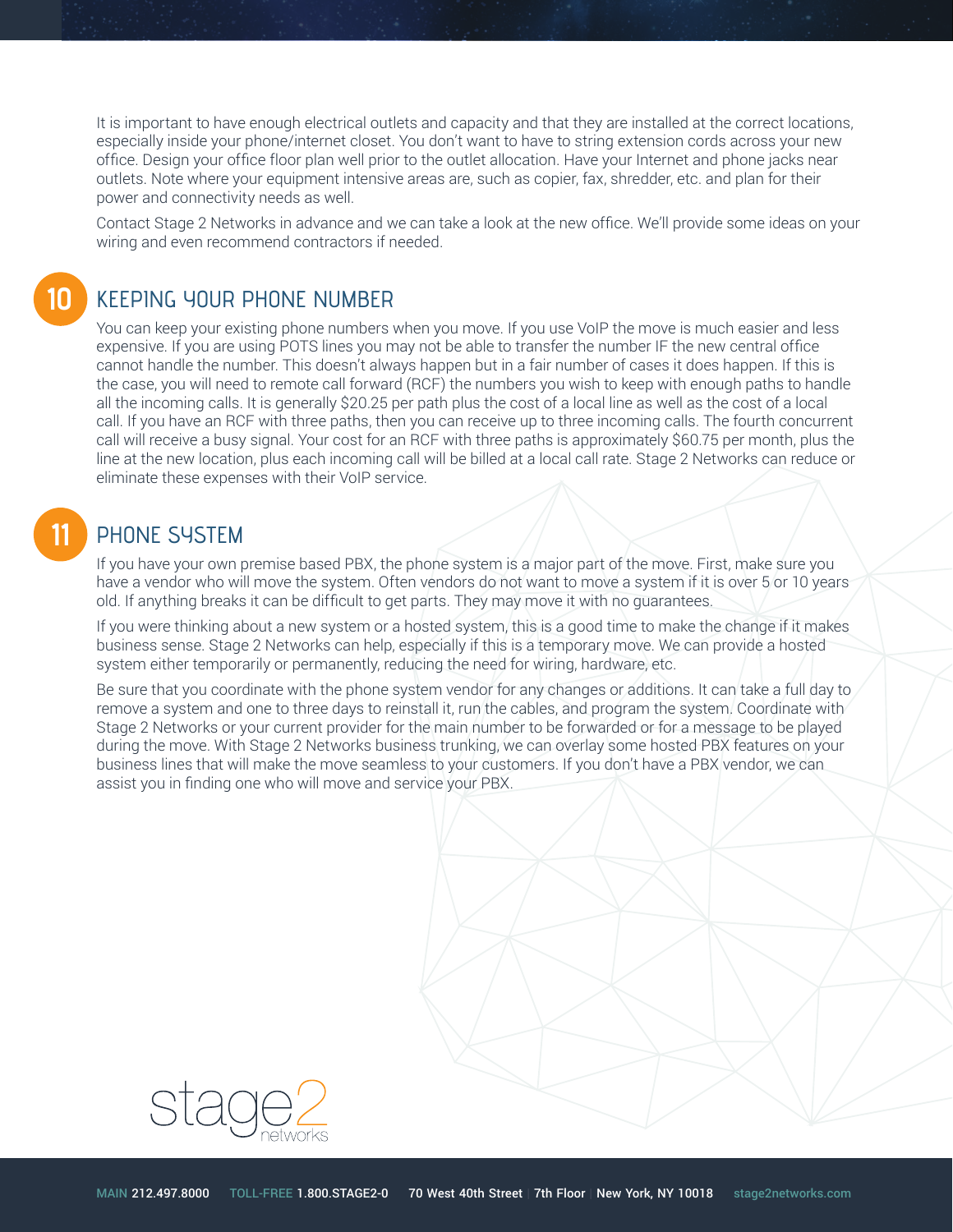It is important to have enough electrical outlets and capacity and that they are installed at the correct locations, especially inside your phone/internet closet. You don't want to have to string extension cords across your new office. Design your office floor plan well prior to the outlet allocation. Have your Internet and phone jacks near outlets. Note where your equipment intensive areas are, such as copier, fax, shredder, etc. and plan for their power and connectivity needs as well.

Contact Stage 2 Networks in advance and we can take a look at the new office. We'll provide some ideas on your wiring and even recommend contractors if needed.

## 10 KEEPING YOUR PHONE NUMBER

You can keep your existing phone numbers when you move. If you use VoIP the move is much easier and less expensive. If you are using POTS lines you may not be able to transfer the number IF the new central office cannot handle the number. This doesn't always happen but in a fair number of cases it does happen. If this is the case, you will need to remote call forward (RCF) the numbers you wish to keep with enough paths to handle all the incoming calls. It is generally $20.25 per path plus the cost of a local line as well as the cost of a local call. If you have an RCF with three paths, then you can receive up to three incoming calls. The fourth concurrent call will receive a busy signal. Your cost for an RCF with three paths is approximately $60.75 per month, plus the line at the new location, plus each incoming call will be billed at a local call rate. Stage 2 Networks can reduce or eliminate these expenses with their VoIP service.

## 11 PHONE SYSTEM

If you have your own premise based PBX, the phone system is a major part of the move. First, make sure you have a vendor who will move the system. Often vendors do not want to move a system if it is over 5 or 10 years old. If anything breaks it can be difficult to get parts. They may move it with no guarantees.

If you were thinking about a new system or a hosted system, this is a good time to make the change if it makes business sense. Stage 2 Networks can help, especially if this is a temporary move. We can provide a hosted system either temporarily or permanently, reducing the need for wiring, hardware, etc.

Be sure that you coordinate with the phone system vendor for any changes or additions. It can take a full day to remove a system and one to three days to reinstall it, run the cables, and program the system. Coordinate with Stage 2 Networks or your current provider for the main number to be forwarded or for a message to be played during the move. With Stage 2 Networks business trunking, we can overlay some hosted PBX features on your business lines that will make the move seamless to your customers. If you don't have a PBX vendor, we can assist you in finding one who will move and service your PBX.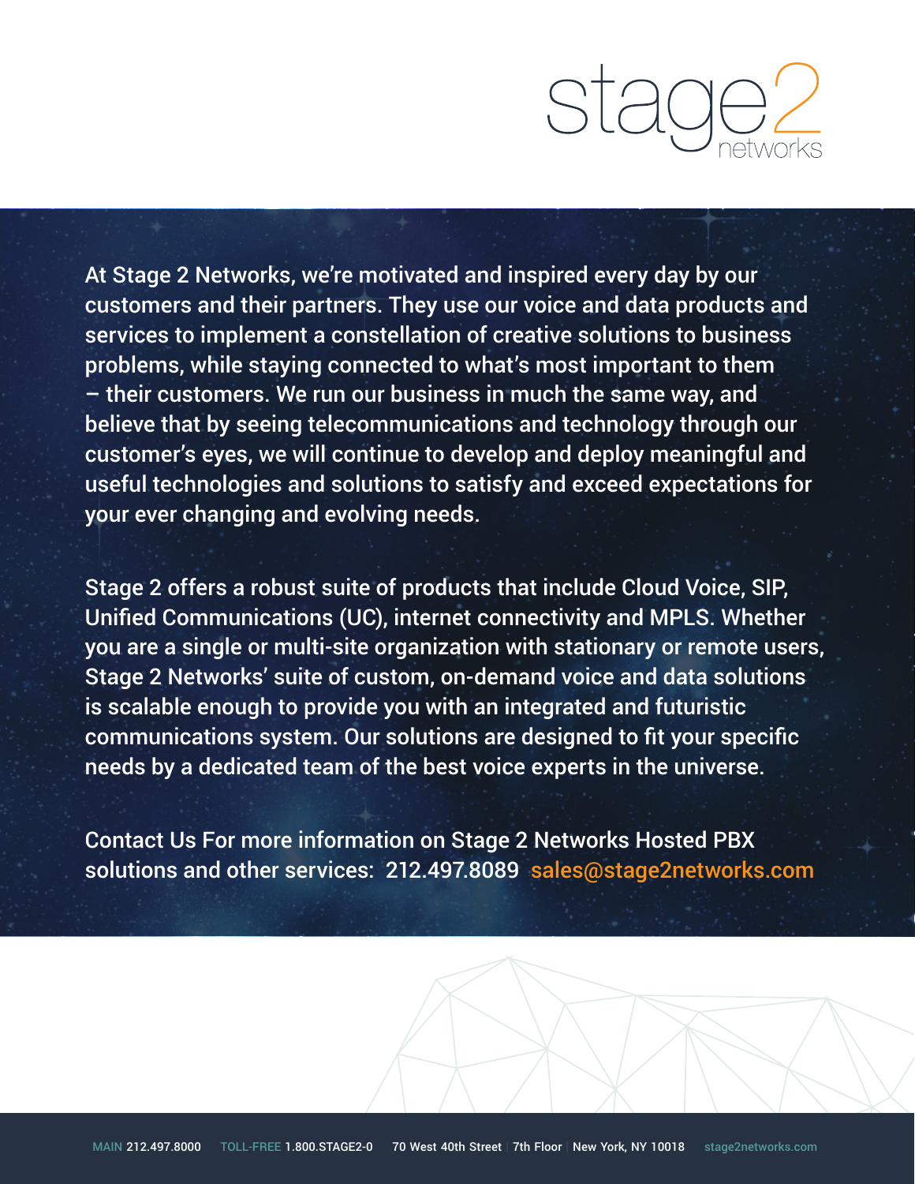stage2 networks

At Stage 2 Networks, we're motivated and inspired every day by our customers and their partners. They use our voice and data products and services to implement a constellation of creative solutions to business problems, while staying connected to what's most important to them – their customers. We run our business in much the same way, and believe that by seeing telecommunications and technology through our customer's eyes, we will continue to develop and deploy meaningful and useful technologies and solutions to satisfy and exceed expectations for your ever changing and evolving needs.

Stage 2 offers a robust suite of products that include Cloud Voice, SIP, Unified Communications (UC), internet connectivity and MPLS. Whether you are a single or multi-site organization with stationary or remote users, Stage 2 Networks' suite of custom, on-demand voice and data solutions is scalable enough to provide you with an integrated and futuristic communications system. Our solutions are designed to fit your specific needs by a dedicated team of the best voice experts in the universe.

Contact Us For more information on Stage 2 Networks Hosted PBX solutions and other services: 212.497.8089 sales@stage2networks.com

MAIN 212.497.8000 TOLL-FREE 1.800.STAGE2-0 70 West 40th Street | 7th Floor | New York, NY 10018 stage2networks.com